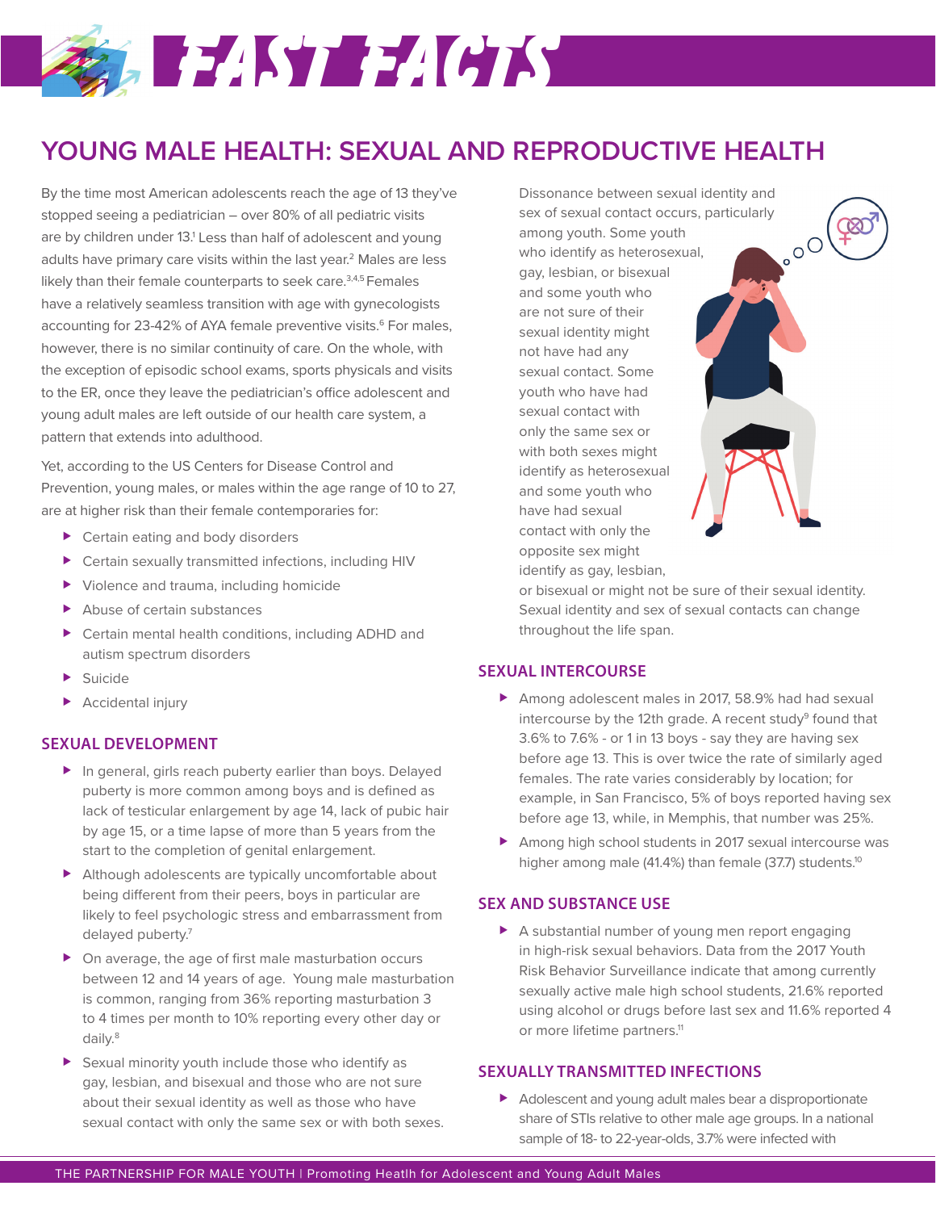# FAST FACTS

## YOUNG MALE HEALTH: SEXUAL AND REPRODUCTIVE HEALTH

By the time most American adolescents reach the age of 13 they've stopped seeing a pediatrician – over 80% of all pediatric visits are by children under 13.[1] Less than half of adolescent and young adults have primary care visits within the last year.[2] Males are less likely than their female counterparts to seek care.[3,4,5] Females have a relatively seamless transition with age with gynecologists accounting for 23-42% of AYA female preventive visits.[6] For males, however, there is no similar continuity of care. On the whole, with the exception of episodic school exams, sports physicals and visits to the ER, once they leave the pediatrician's office adolescent and young adult males are left outside of our health care system, a pattern that extends into adulthood.

Yet, according to the US Centers for Disease Control and Prevention, young males, or males within the age range of 10 to 27, are at higher risk than their female contemporaries for:

- Certain eating and body disorders
- Certain sexually transmitted infections, including HIV
- Violence and trauma, including homicide
- Abuse of certain substances
- Certain mental health conditions, including ADHD and autism spectrum disorders
- Suicide
- Accidental injury

### SEXUAL DEVELOPMENT

- In general, girls reach puberty earlier than boys. Delayed puberty is more common among boys and is defined as lack of testicular enlargement by age 14, lack of pubic hair by age 15, or a time lapse of more than 5 years from the start to the completion of genital enlargement.
- Although adolescents are typically uncomfortable about being different from their peers, boys in particular are likely to feel psychologic stress and embarrassment from delayed puberty.[7]
- On average, the age of first male masturbation occurs between 12 and 14 years of age. Young male masturbation is common, ranging from 36% reporting masturbation 3 to 4 times per month to 10% reporting every other day or daily.[8]
- Sexual minority youth include those who identify as gay, lesbian, and bisexual and those who are not sure about their sexual identity as well as those who have sexual contact with only the same sex or with both sexes.

Dissonance between sexual identity and sex of sexual contact occurs, particularly among youth. Some youth who identify as heterosexual, gay, lesbian, or bisexual and some youth who are not sure of their sexual identity might not have had any sexual contact. Some youth who have had sexual contact with only the same sex or with both sexes might identify as heterosexual and some youth who have had sexual contact with only the opposite sex might identify as gay, lesbian, or bisexual or might not be sure of their sexual identity. Sexual identity and sex of sexual contacts can change throughout the life span.

### SEXUAL INTERCOURSE

- Among adolescent males in 2017, 58.9% had had sexual intercourse by the 12th grade. A recent study[9] found that 3.6% to 7.6% - or 1 in 13 boys - say they are having sex before age 13. This is over twice the rate of similarly aged females. The rate varies considerably by location; for example, in San Francisco, 5% of boys reported having sex before age 13, while, in Memphis, that number was 25%.
- Among high school students in 2017 sexual intercourse was higher among male (41.4%) than female (37.7) students.[10]

### SEX AND SUBSTANCE USE

- A substantial number of young men report engaging in high-risk sexual behaviors. Data from the 2017 Youth Risk Behavior Surveillance indicate that among currently sexually active male high school students, 21.6% reported using alcohol or drugs before last sex and 11.6% reported 4 or more lifetime partners.[11]

### SEXUALLY TRANSMITTED INFECTIONS

- Adolescent and young adult males bear a disproportionate share of STIs relative to other male age groups. In a national sample of 18- to 22-year-olds, 3.7% were infected with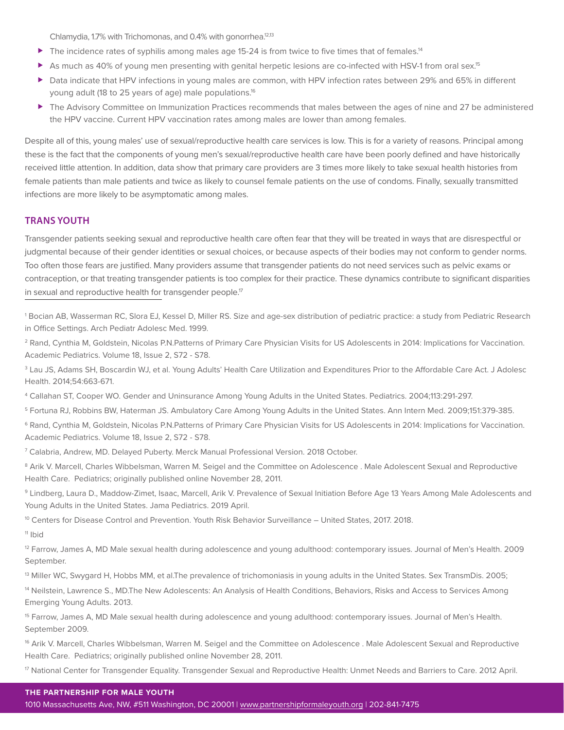Chlamydia, 1.7% with Trichomonas, and 0.4% with gonorrhea.[12,13]

- The incidence rates of syphilis among males age 15-24 is from twice to five times that of females.[14]
- As much as 40% of young men presenting with genital herpetic lesions are co-infected with HSV-1 from oral sex.[15]
- Data indicate that HPV infections in young males are common, with HPV infection rates between 29% and 65% in different young adult (18 to 25 years of age) male populations.[16]
- The Advisory Committee on Immunization Practices recommends that males between the ages of nine and 27 be administered the HPV vaccine. Current HPV vaccination rates among males are lower than among females.

Despite all of this, young males' use of sexual/reproductive health care services is low. This is for a variety of reasons. Principal among these is the fact that the components of young men's sexual/reproductive health care have been poorly defined and have historically received little attention. In addition, data show that primary care providers are 3 times more likely to take sexual health histories from female patients than male patients and twice as likely to counsel female patients on the use of condoms. Finally, sexually transmitted infections are more likely to be asymptomatic among males.

## TRANS YOUTH

Transgender patients seeking sexual and reproductive health care often fear that they will be treated in ways that are disrespectful or judgmental because of their gender identities or sexual choices, or because aspects of their bodies may not conform to gender norms. Too often those fears are justified. Many providers assume that transgender patients do not need services such as pelvic exams or contraception, or that treating transgender patients is too complex for their practice. These dynamics contribute to significant disparities in sexual and reproductive health for transgender people.[17]

---

[1] Bocian AB, Wasserman RC, Slora EJ, Kessel D, Miller RS. Size and age-sex distribution of pediatric practice: a study from Pediatric Research in Office Settings. Arch Pediatr Adolesc Med. 1999.

[2] Rand, Cynthia M, Goldstein, Nicolas P.N.Patterns of Primary Care Physician Visits for US Adolescents in 2014: Implications for Vaccination. Academic Pediatrics. Volume 18, Issue 2, S72 - S78.

[3] Lau JS, Adams SH, Boscardin WJ, et al. Young Adults' Health Care Utilization and Expenditures Prior to the Affordable Care Act. J Adolesc Health. 2014;54:663-671.

[4] Callahan ST, Cooper WO. Gender and Uninsurance Among Young Adults in the United States. Pediatrics. 2004;113:291-297.

[5] Fortuna RJ, Robbins BW, Haterman JS. Ambulatory Care Among Young Adults in the United States. Ann Intern Med. 2009;151:379-385.

[6] Rand, Cynthia M, Goldstein, Nicolas P.N.Patterns of Primary Care Physician Visits for US Adolescents in 2014: Implications for Vaccination. Academic Pediatrics. Volume 18, Issue 2, S72 - S78.

[7] Calabria, Andrew, MD. Delayed Puberty. Merck Manual Professional Version. 2018 October.

[8] Arik V. Marcell, Charles Wibbelsman, Warren M. Seigel and the Committee on Adolescence . Male Adolescent Sexual and Reproductive Health Care. Pediatrics; originally published online November 28, 2011.

[9] Lindberg, Laura D., Maddow-Zimet, Isaac, Marcell, Arik V. Prevalence of Sexual Initiation Before Age 13 Years Among Male Adolescents and Young Adults in the United States. Jama Pediatrics. 2019 April.

[10] Centers for Disease Control and Prevention. Youth Risk Behavior Surveillance – United States, 2017. 2018.

[11] Ibid

[12] Farrow, James A, MD Male sexual health during adolescence and young adulthood: contemporary issues. Journal of Men's Health. 2009 September.

[13] Miller WC, Swygard H, Hobbs MM, et al.The prevalence of trichomoniasis in young adults in the United States. Sex TransmDis. 2005;

[14] Neilstein, Lawrence S., MD.The New Adolescents: An Analysis of Health Conditions, Behaviors, Risks and Access to Services Among Emerging Young Adults. 2013.

[15] Farrow, James A, MD Male sexual health during adolescence and young adulthood: contemporary issues. Journal of Men's Health. September 2009.

[16] Arik V. Marcell, Charles Wibbelsman, Warren M. Seigel and the Committee on Adolescence . Male Adolescent Sexual and Reproductive Health Care. Pediatrics; originally published online November 28, 2011.

[17] National Center for Transgender Equality. Transgender Sexual and Reproductive Health: Unmet Needs and Barriers to Care. 2012 April.

**THE PARTNERSHIP FOR MALE YOUTH**
1010 Massachusetts Ave, NW, #511 Washington, DC 20001 | www.partnershipformaleyouth.org | 202-841-7475